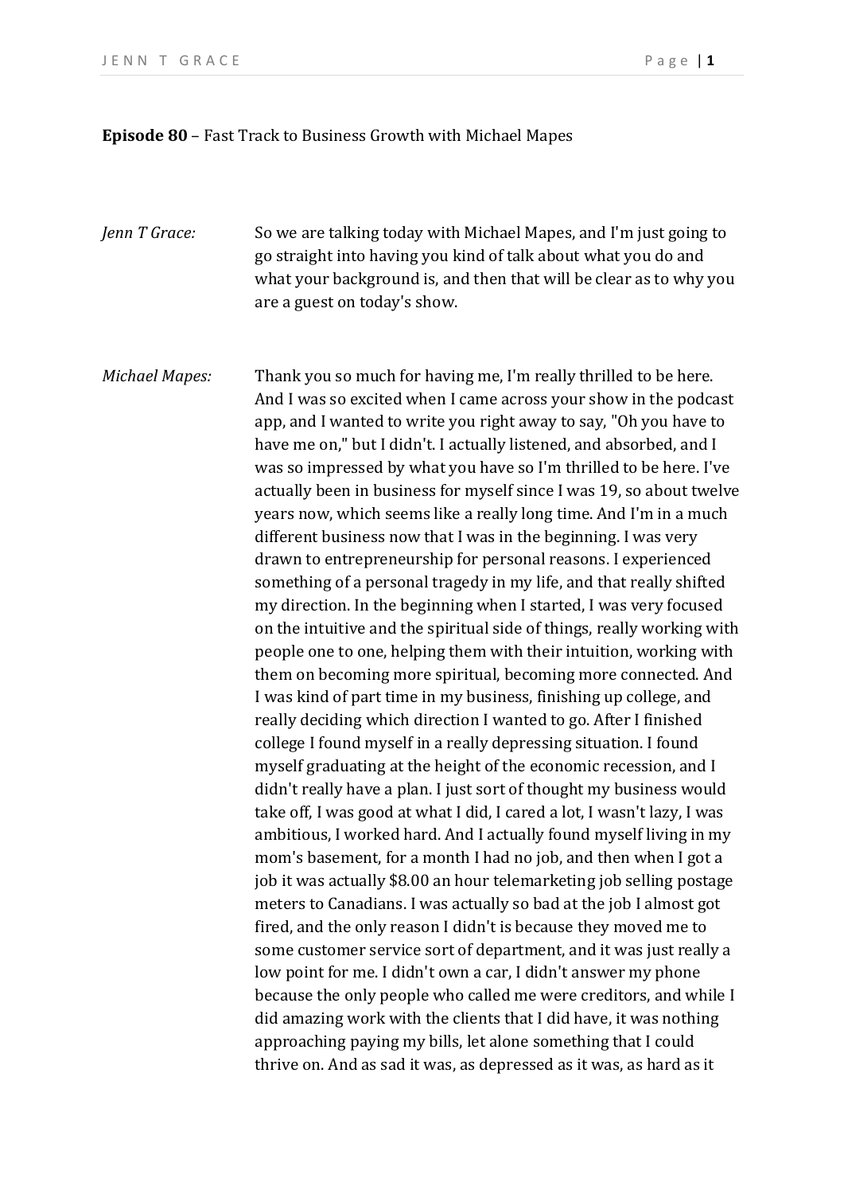**Episode 80** – Fast Track to Business Growth with Michael Mapes

*Jenn T Grace:* So we are talking today with Michael Mapes, and I'm just going to go straight into having you kind of talk about what you do and what your background is, and then that will be clear as to why you are a guest on today's show.

*Michael Mapes:* Thank you so much for having me, I'm really thrilled to be here. And I was so excited when I came across your show in the podcast app, and I wanted to write you right away to say, "Oh you have to have me on," but I didn't. I actually listened, and absorbed, and I was so impressed by what you have so I'm thrilled to be here. I've actually been in business for myself since I was 19, so about twelve years now, which seems like a really long time. And I'm in a much different business now that I was in the beginning. I was very drawn to entrepreneurship for personal reasons. I experienced something of a personal tragedy in my life, and that really shifted my direction. In the beginning when I started, I was very focused on the intuitive and the spiritual side of things, really working with people one to one, helping them with their intuition, working with them on becoming more spiritual, becoming more connected. And I was kind of part time in my business, finishing up college, and really deciding which direction I wanted to go. After I finished college I found myself in a really depressing situation. I found myself graduating at the height of the economic recession, and I didn't really have a plan. I just sort of thought my business would take off, I was good at what I did, I cared a lot, I wasn't lazy, I was ambitious, I worked hard. And I actually found myself living in my mom's basement, for a month I had no job, and then when I got a job it was actually $8.00 an hour telemarketing job selling postage meters to Canadians. I was actually so bad at the job I almost got fired, and the only reason I didn't is because they moved me to some customer service sort of department, and it was just really a low point for me. I didn't own a car, I didn't answer my phone because the only people who called me were creditors, and while I did amazing work with the clients that I did have, it was nothing approaching paying my bills, let alone something that I could thrive on. And as sad it was, as depressed as it was, as hard as it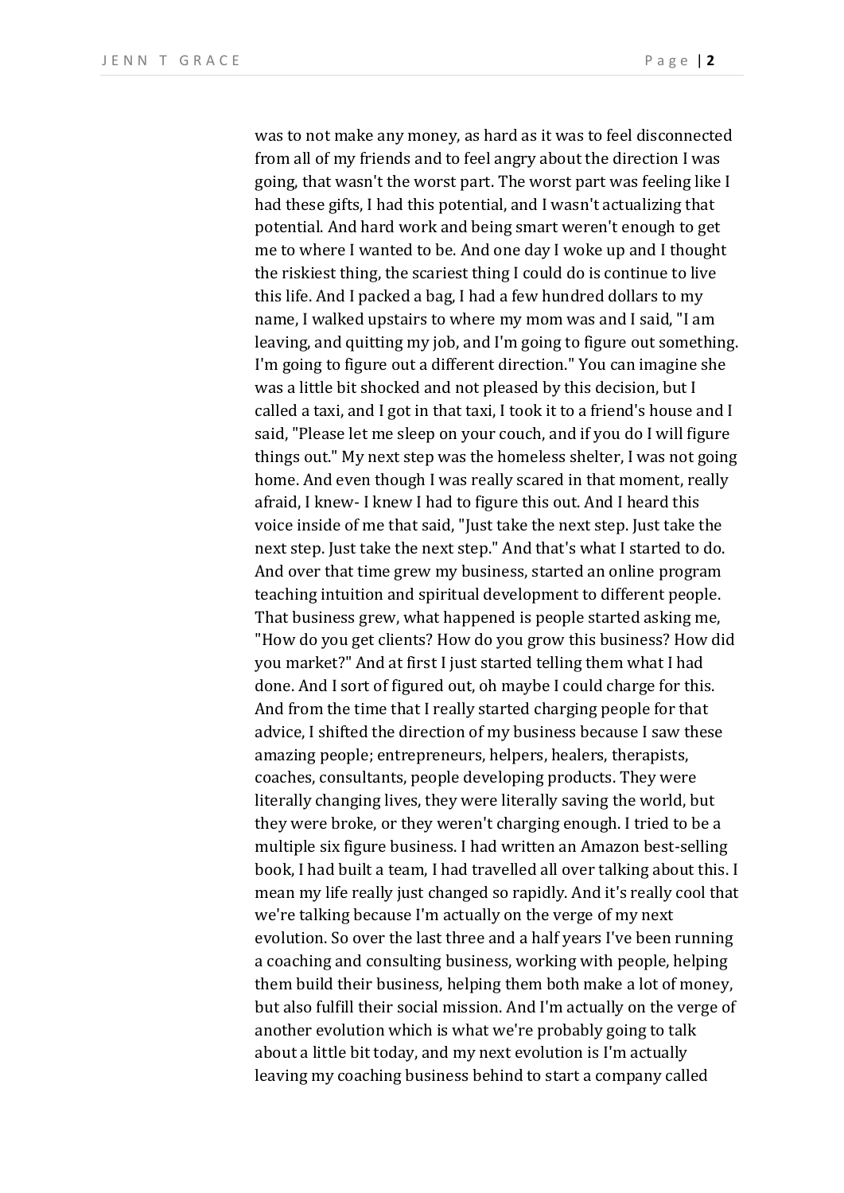was to not make any money, as hard as it was to feel disconnected from all of my friends and to feel angry about the direction I was going, that wasn't the worst part. The worst part was feeling like I had these gifts, I had this potential, and I wasn't actualizing that potential. And hard work and being smart weren't enough to get me to where I wanted to be. And one day I woke up and I thought the riskiest thing, the scariest thing I could do is continue to live this life. And I packed a bag, I had a few hundred dollars to my name, I walked upstairs to where my mom was and I said, "I am leaving, and quitting my job, and I'm going to figure out something. I'm going to figure out a different direction." You can imagine she was a little bit shocked and not pleased by this decision, but I called a taxi, and I got in that taxi, I took it to a friend's house and I said, "Please let me sleep on your couch, and if you do I will figure things out." My next step was the homeless shelter, I was not going home. And even though I was really scared in that moment, really afraid, I knew- I knew I had to figure this out. And I heard this voice inside of me that said, "Just take the next step. Just take the next step. Just take the next step." And that's what I started to do. And over that time grew my business, started an online program teaching intuition and spiritual development to different people. That business grew, what happened is people started asking me, "How do you get clients? How do you grow this business? How did you market?" And at first I just started telling them what I had done. And I sort of figured out, oh maybe I could charge for this. And from the time that I really started charging people for that advice, I shifted the direction of my business because I saw these amazing people; entrepreneurs, helpers, healers, therapists, coaches, consultants, people developing products. They were literally changing lives, they were literally saving the world, but they were broke, or they weren't charging enough. I tried to be a multiple six figure business. I had written an Amazon best-selling book, I had built a team, I had travelled all over talking about this. I mean my life really just changed so rapidly. And it's really cool that we're talking because I'm actually on the verge of my next evolution. So over the last three and a half years I've been running a coaching and consulting business, working with people, helping them build their business, helping them both make a lot of money, but also fulfill their social mission. And I'm actually on the verge of another evolution which is what we're probably going to talk about a little bit today, and my next evolution is I'm actually leaving my coaching business behind to start a company called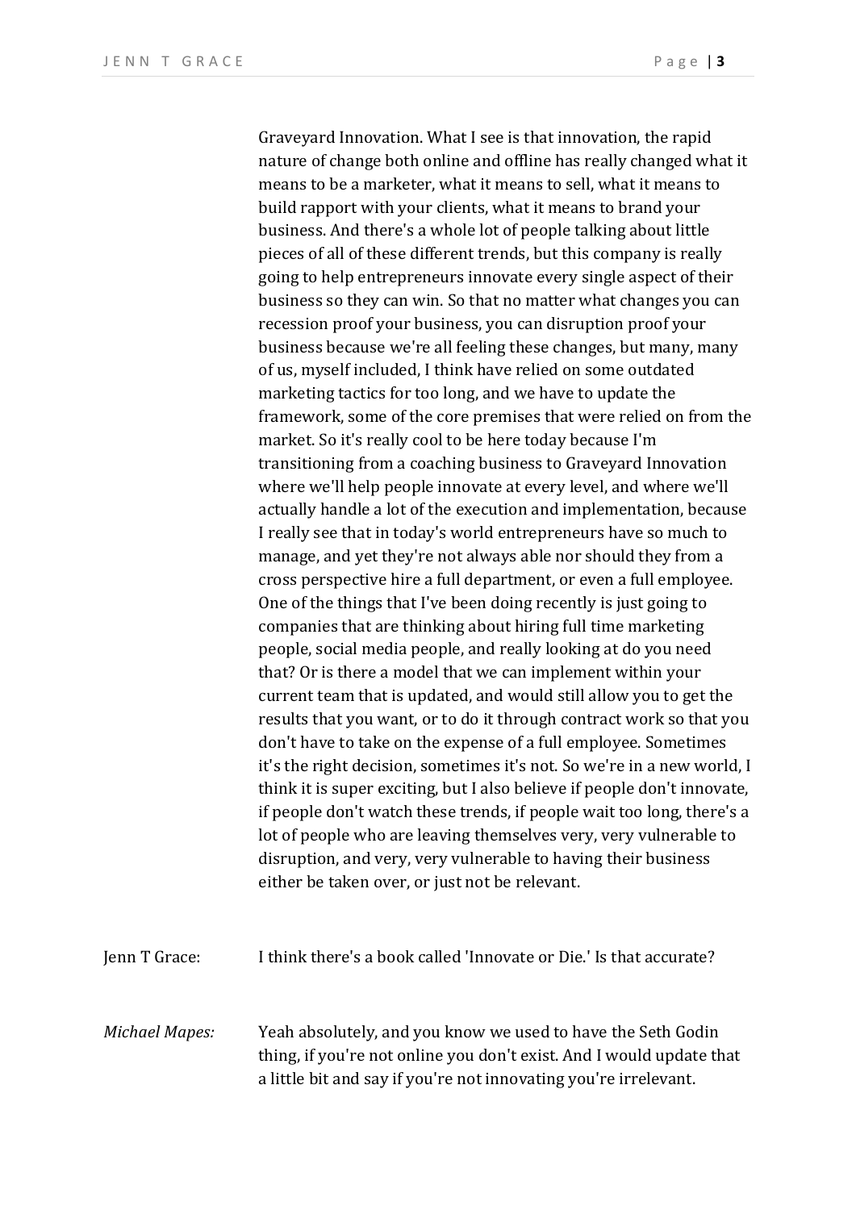Graveyard Innovation. What I see is that innovation, the rapid nature of change both online and offline has really changed what it means to be a marketer, what it means to sell, what it means to build rapport with your clients, what it means to brand your business. And there's a whole lot of people talking about little pieces of all of these different trends, but this company is really going to help entrepreneurs innovate every single aspect of their business so they can win. So that no matter what changes you can recession proof your business, you can disruption proof your business because we're all feeling these changes, but many, many of us, myself included, I think have relied on some outdated marketing tactics for too long, and we have to update the framework, some of the core premises that were relied on from the market. So it's really cool to be here today because I'm transitioning from a coaching business to Graveyard Innovation where we'll help people innovate at every level, and where we'll actually handle a lot of the execution and implementation, because I really see that in today's world entrepreneurs have so much to manage, and yet they're not always able nor should they from a cross perspective hire a full department, or even a full employee. One of the things that I've been doing recently is just going to companies that are thinking about hiring full time marketing people, social media people, and really looking at do you need that? Or is there a model that we can implement within your current team that is updated, and would still allow you to get the results that you want, or to do it through contract work so that you don't have to take on the expense of a full employee. Sometimes it's the right decision, sometimes it's not. So we're in a new world, I think it is super exciting, but I also believe if people don't innovate, if people don't watch these trends, if people wait too long, there's a lot of people who are leaving themselves very, very vulnerable to disruption, and very, very vulnerable to having their business either be taken over, or just not be relevant.

Jenn T Grace: I think there's a book called 'Innovate or Die.' Is that accurate?

*Michael Mapes:* Yeah absolutely, and you know we used to have the Seth Godin thing, if you're not online you don't exist. And I would update that a little bit and say if you're not innovating you're irrelevant.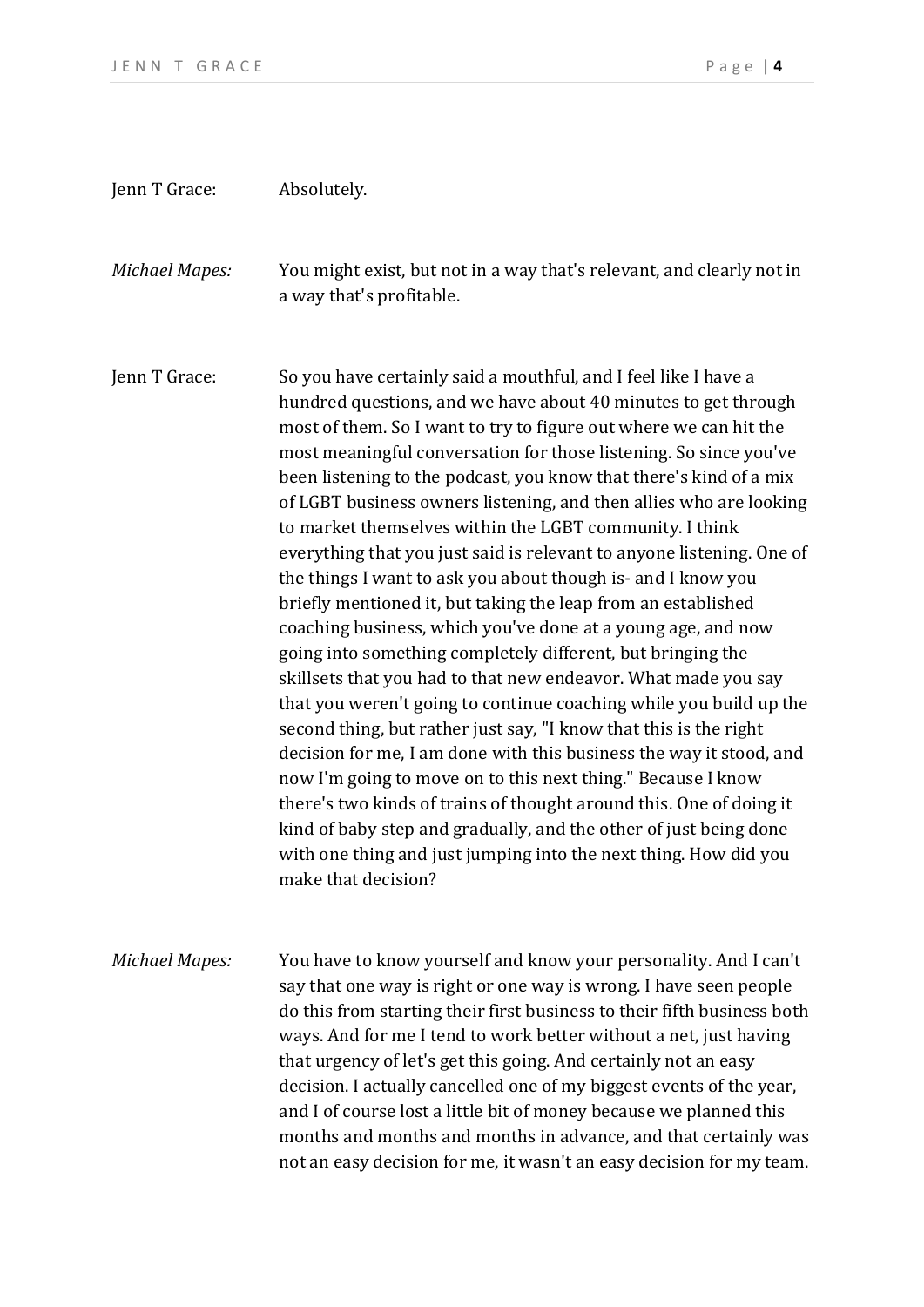Jenn T Grace: Absolutely.

*Michael Mapes:* You might exist, but not in a way that's relevant, and clearly not in a way that's profitable.

Jenn T Grace: So you have certainly said a mouthful, and I feel like I have a hundred questions, and we have about 40 minutes to get through most of them. So I want to try to figure out where we can hit the most meaningful conversation for those listening. So since you've been listening to the podcast, you know that there's kind of a mix of LGBT business owners listening, and then allies who are looking to market themselves within the LGBT community. I think everything that you just said is relevant to anyone listening. One of the things I want to ask you about though is- and I know you briefly mentioned it, but taking the leap from an established coaching business, which you've done at a young age, and now going into something completely different, but bringing the skillsets that you had to that new endeavor. What made you say that you weren't going to continue coaching while you build up the second thing, but rather just say, "I know that this is the right decision for me, I am done with this business the way it stood, and now I'm going to move on to this next thing." Because I know there's two kinds of trains of thought around this. One of doing it kind of baby step and gradually, and the other of just being done with one thing and just jumping into the next thing. How did you make that decision?

*Michael Mapes:* You have to know yourself and know your personality. And I can't say that one way is right or one way is wrong. I have seen people do this from starting their first business to their fifth business both ways. And for me I tend to work better without a net, just having that urgency of let's get this going. And certainly not an easy decision. I actually cancelled one of my biggest events of the year, and I of course lost a little bit of money because we planned this months and months and months in advance, and that certainly was not an easy decision for me, it wasn't an easy decision for my team.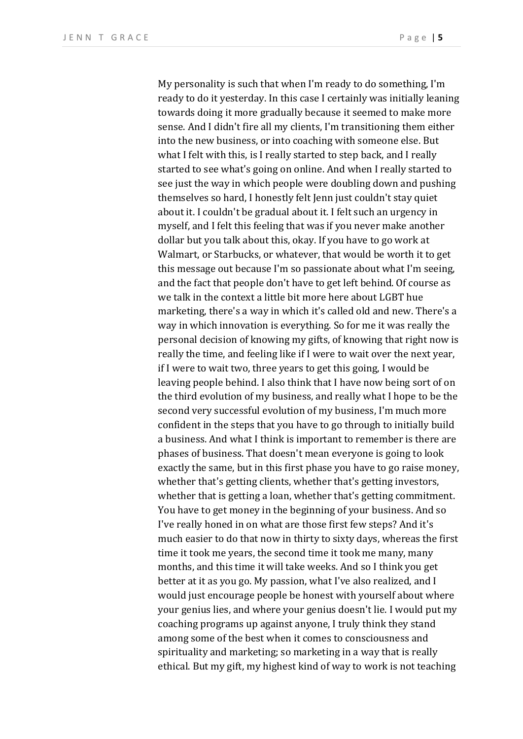My personality is such that when I'm ready to do something, I'm ready to do it yesterday. In this case I certainly was initially leaning towards doing it more gradually because it seemed to make more sense. And I didn't fire all my clients, I'm transitioning them either into the new business, or into coaching with someone else. But what I felt with this, is I really started to step back, and I really started to see what's going on online. And when I really started to see just the way in which people were doubling down and pushing themselves so hard, I honestly felt Jenn just couldn't stay quiet about it. I couldn't be gradual about it. I felt such an urgency in myself, and I felt this feeling that was if you never make another dollar but you talk about this, okay. If you have to go work at Walmart, or Starbucks, or whatever, that would be worth it to get this message out because I'm so passionate about what I'm seeing, and the fact that people don't have to get left behind. Of course as we talk in the context a little bit more here about LGBT hue marketing, there's a way in which it's called old and new. There's a way in which innovation is everything. So for me it was really the personal decision of knowing my gifts, of knowing that right now is really the time, and feeling like if I were to wait over the next year, if I were to wait two, three years to get this going, I would be leaving people behind. I also think that I have now being sort of on the third evolution of my business, and really what I hope to be the second very successful evolution of my business, I'm much more confident in the steps that you have to go through to initially build a business. And what I think is important to remember is there are phases of business. That doesn't mean everyone is going to look exactly the same, but in this first phase you have to go raise money, whether that's getting clients, whether that's getting investors, whether that is getting a loan, whether that's getting commitment. You have to get money in the beginning of your business. And so I've really honed in on what are those first few steps? And it's much easier to do that now in thirty to sixty days, whereas the first time it took me years, the second time it took me many, many months, and this time it will take weeks. And so I think you get better at it as you go. My passion, what I've also realized, and I would just encourage people be honest with yourself about where your genius lies, and where your genius doesn't lie. I would put my coaching programs up against anyone, I truly think they stand among some of the best when it comes to consciousness and spirituality and marketing; so marketing in a way that is really ethical. But my gift, my highest kind of way to work is not teaching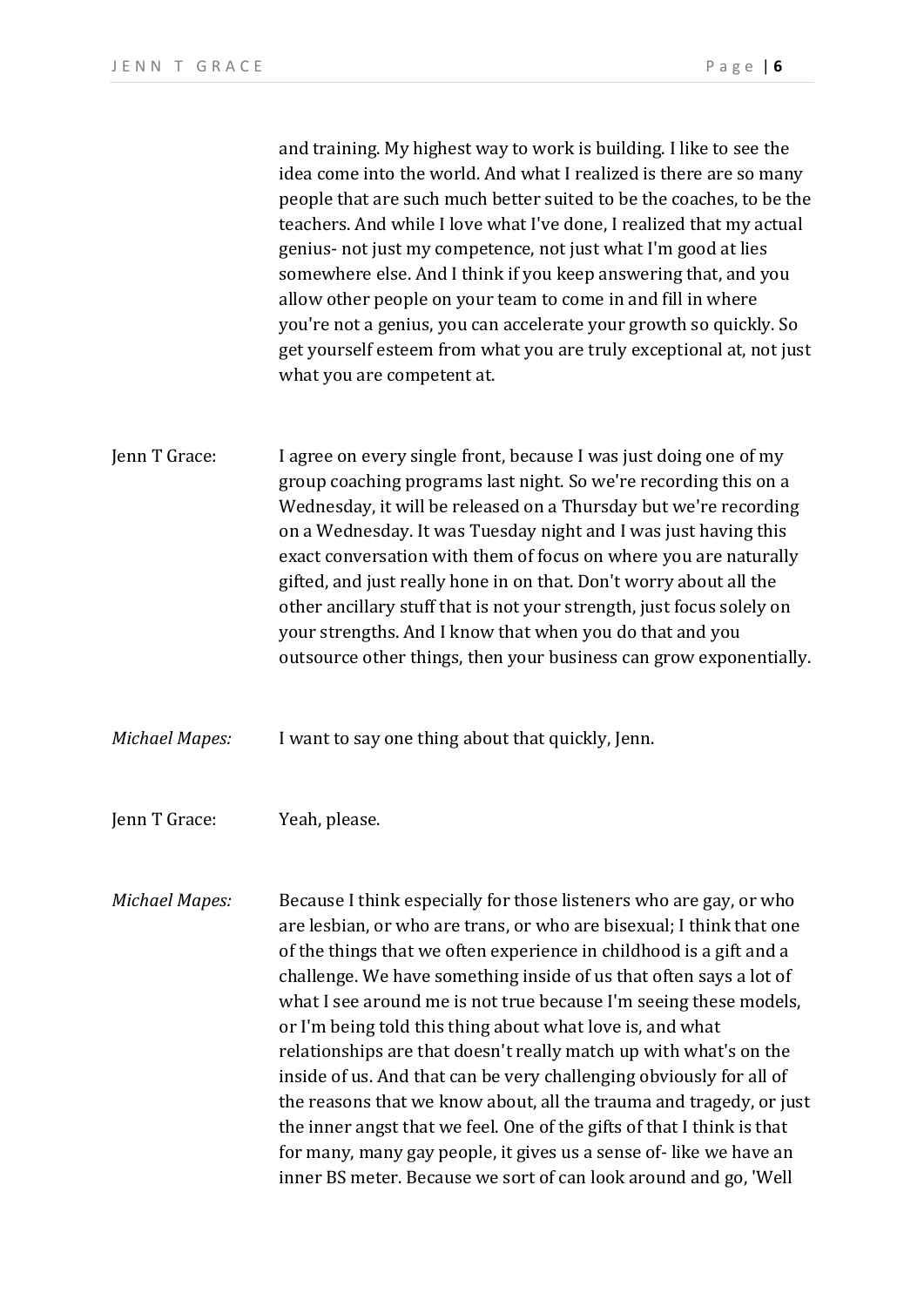and training. My highest way to work is building. I like to see the idea come into the world. And what I realized is there are so many people that are such much better suited to be the coaches, to be the teachers. And while I love what I've done, I realized that my actual genius- not just my competence, not just what I'm good at lies somewhere else. And I think if you keep answering that, and you allow other people on your team to come in and fill in where you're not a genius, you can accelerate your growth so quickly. So get yourself esteem from what you are truly exceptional at, not just what you are competent at.

Jenn T Grace: I agree on every single front, because I was just doing one of my group coaching programs last night. So we're recording this on a Wednesday, it will be released on a Thursday but we're recording on a Wednesday. It was Tuesday night and I was just having this exact conversation with them of focus on where you are naturally gifted, and just really hone in on that. Don't worry about all the other ancillary stuff that is not your strength, just focus solely on your strengths. And I know that when you do that and you outsource other things, then your business can grow exponentially.

*Michael Mapes:* I want to say one thing about that quickly, Jenn.

Jenn T Grace: Yeah, please.

*Michael Mapes:* Because I think especially for those listeners who are gay, or who are lesbian, or who are trans, or who are bisexual; I think that one of the things that we often experience in childhood is a gift and a challenge. We have something inside of us that often says a lot of what I see around me is not true because I'm seeing these models, or I'm being told this thing about what love is, and what relationships are that doesn't really match up with what's on the inside of us. And that can be very challenging obviously for all of the reasons that we know about, all the trauma and tragedy, or just the inner angst that we feel. One of the gifts of that I think is that for many, many gay people, it gives us a sense of- like we have an inner BS meter. Because we sort of can look around and go, 'Well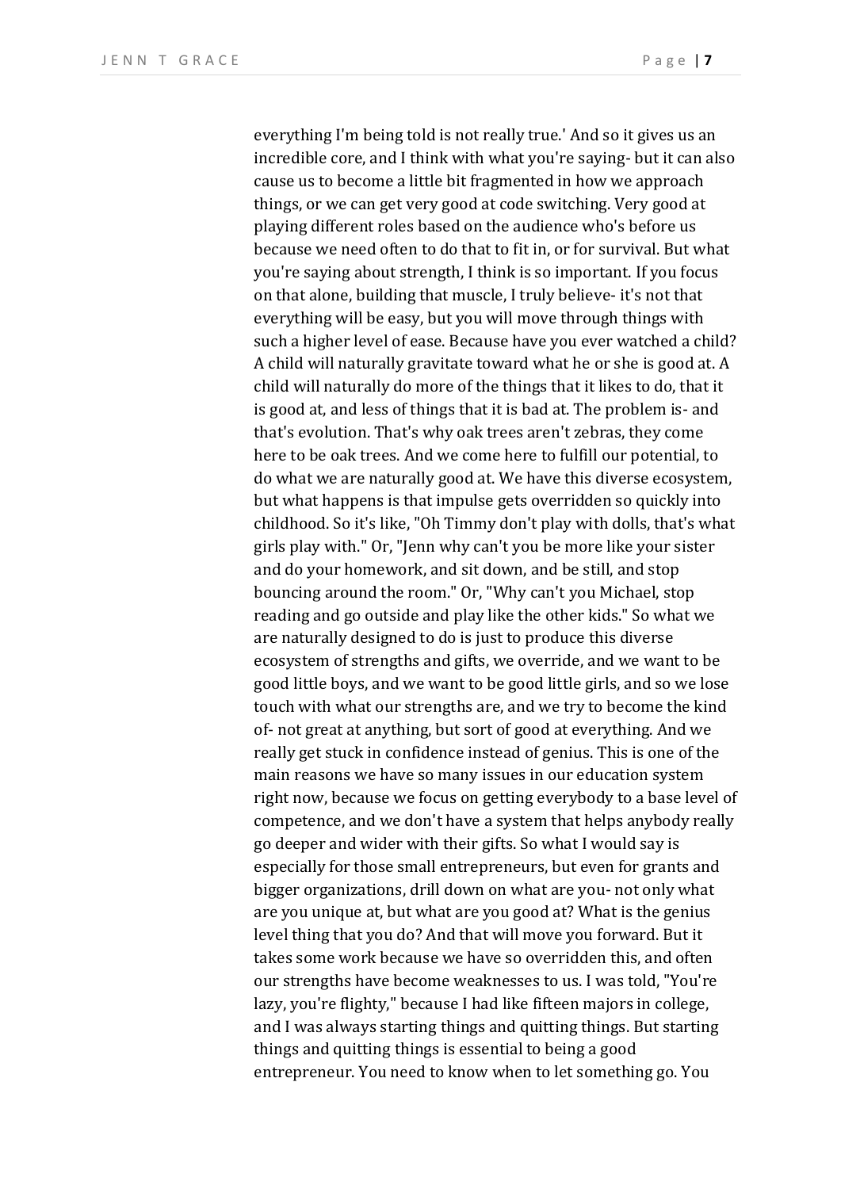everything I'm being told is not really true.' And so it gives us an incredible core, and I think with what you're saying- but it can also cause us to become a little bit fragmented in how we approach things, or we can get very good at code switching. Very good at playing different roles based on the audience who's before us because we need often to do that to fit in, or for survival. But what you're saying about strength, I think is so important. If you focus on that alone, building that muscle, I truly believe- it's not that everything will be easy, but you will move through things with such a higher level of ease. Because have you ever watched a child? A child will naturally gravitate toward what he or she is good at. A child will naturally do more of the things that it likes to do, that it is good at, and less of things that it is bad at. The problem is- and that's evolution. That's why oak trees aren't zebras, they come here to be oak trees. And we come here to fulfill our potential, to do what we are naturally good at. We have this diverse ecosystem, but what happens is that impulse gets overridden so quickly into childhood. So it's like, "Oh Timmy don't play with dolls, that's what girls play with." Or, "Jenn why can't you be more like your sister and do your homework, and sit down, and be still, and stop bouncing around the room." Or, "Why can't you Michael, stop reading and go outside and play like the other kids." So what we are naturally designed to do is just to produce this diverse ecosystem of strengths and gifts, we override, and we want to be good little boys, and we want to be good little girls, and so we lose touch with what our strengths are, and we try to become the kind of- not great at anything, but sort of good at everything. And we really get stuck in confidence instead of genius. This is one of the main reasons we have so many issues in our education system right now, because we focus on getting everybody to a base level of competence, and we don't have a system that helps anybody really go deeper and wider with their gifts. So what I would say is especially for those small entrepreneurs, but even for grants and bigger organizations, drill down on what are you- not only what are you unique at, but what are you good at? What is the genius level thing that you do? And that will move you forward. But it takes some work because we have so overridden this, and often our strengths have become weaknesses to us. I was told, "You're lazy, you're flighty," because I had like fifteen majors in college, and I was always starting things and quitting things. But starting things and quitting things is essential to being a good entrepreneur. You need to know when to let something go. You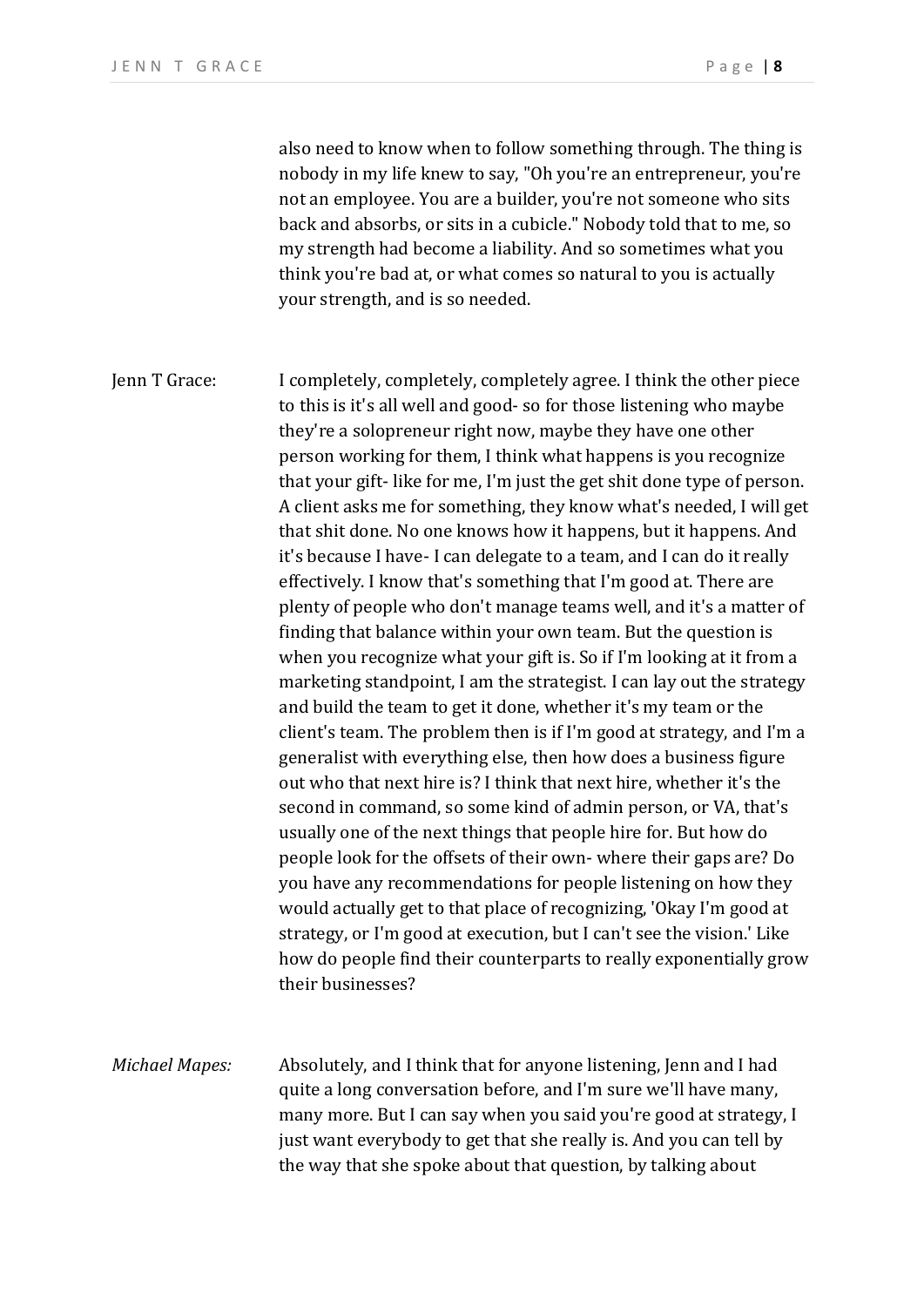also need to know when to follow something through. The thing is nobody in my life knew to say, "Oh you're an entrepreneur, you're not an employee. You are a builder, you're not someone who sits back and absorbs, or sits in a cubicle." Nobody told that to me, so my strength had become a liability. And so sometimes what you think you're bad at, or what comes so natural to you is actually your strength, and is so needed.

Jenn T Grace: I completely, completely, completely agree. I think the other piece to this is it's all well and good- so for those listening who maybe they're a solopreneur right now, maybe they have one other person working for them, I think what happens is you recognize that your gift- like for me, I'm just the get shit done type of person. A client asks me for something, they know what's needed, I will get that shit done. No one knows how it happens, but it happens. And it's because I have- I can delegate to a team, and I can do it really effectively. I know that's something that I'm good at. There are plenty of people who don't manage teams well, and it's a matter of finding that balance within your own team. But the question is when you recognize what your gift is. So if I'm looking at it from a marketing standpoint, I am the strategist. I can lay out the strategy and build the team to get it done, whether it's my team or the client's team. The problem then is if I'm good at strategy, and I'm a generalist with everything else, then how does a business figure out who that next hire is? I think that next hire, whether it's the second in command, so some kind of admin person, or VA, that's usually one of the next things that people hire for. But how do people look for the offsets of their own- where their gaps are? Do you have any recommendations for people listening on how they would actually get to that place of recognizing, 'Okay I'm good at strategy, or I'm good at execution, but I can't see the vision.' Like how do people find their counterparts to really exponentially grow their businesses?

*Michael Mapes:* Absolutely, and I think that for anyone listening, Jenn and I had quite a long conversation before, and I'm sure we'll have many, many more. But I can say when you said you're good at strategy, I just want everybody to get that she really is. And you can tell by the way that she spoke about that question, by talking about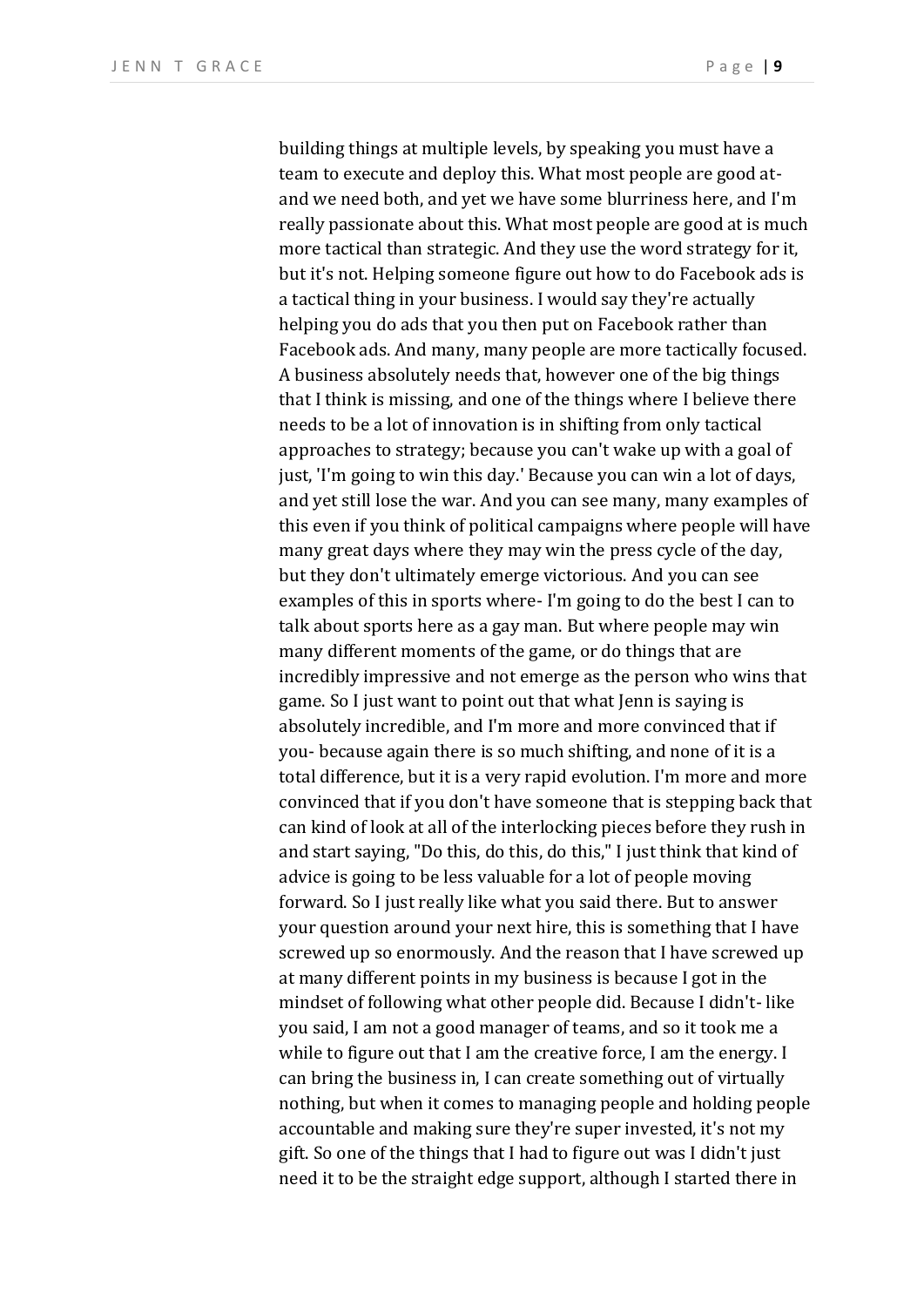building things at multiple levels, by speaking you must have a team to execute and deploy this. What most people are good at- and we need both, and yet we have some blurriness here, and I'm really passionate about this. What most people are good at is much more tactical than strategic. And they use the word strategy for it, but it's not. Helping someone figure out how to do Facebook ads is a tactical thing in your business. I would say they're actually helping you do ads that you then put on Facebook rather than Facebook ads. And many, many people are more tactically focused. A business absolutely needs that, however one of the big things that I think is missing, and one of the things where I believe there needs to be a lot of innovation is in shifting from only tactical approaches to strategy; because you can't wake up with a goal of just, 'I'm going to win this day.' Because you can win a lot of days, and yet still lose the war. And you can see many, many examples of this even if you think of political campaigns where people will have many great days where they may win the press cycle of the day, but they don't ultimately emerge victorious. And you can see examples of this in sports where- I'm going to do the best I can to talk about sports here as a gay man. But where people may win many different moments of the game, or do things that are incredibly impressive and not emerge as the person who wins that game. So I just want to point out that what Jenn is saying is absolutely incredible, and I'm more and more convinced that if you- because again there is so much shifting, and none of it is a total difference, but it is a very rapid evolution. I'm more and more convinced that if you don't have someone that is stepping back that can kind of look at all of the interlocking pieces before they rush in and start saying, "Do this, do this, do this," I just think that kind of advice is going to be less valuable for a lot of people moving forward. So I just really like what you said there. But to answer your question around your next hire, this is something that I have screwed up so enormously. And the reason that I have screwed up at many different points in my business is because I got in the mindset of following what other people did. Because I didn't- like you said, I am not a good manager of teams, and so it took me a while to figure out that I am the creative force, I am the energy. I can bring the business in, I can create something out of virtually nothing, but when it comes to managing people and holding people accountable and making sure they're super invested, it's not my gift. So one of the things that I had to figure out was I didn't just need it to be the straight edge support, although I started there in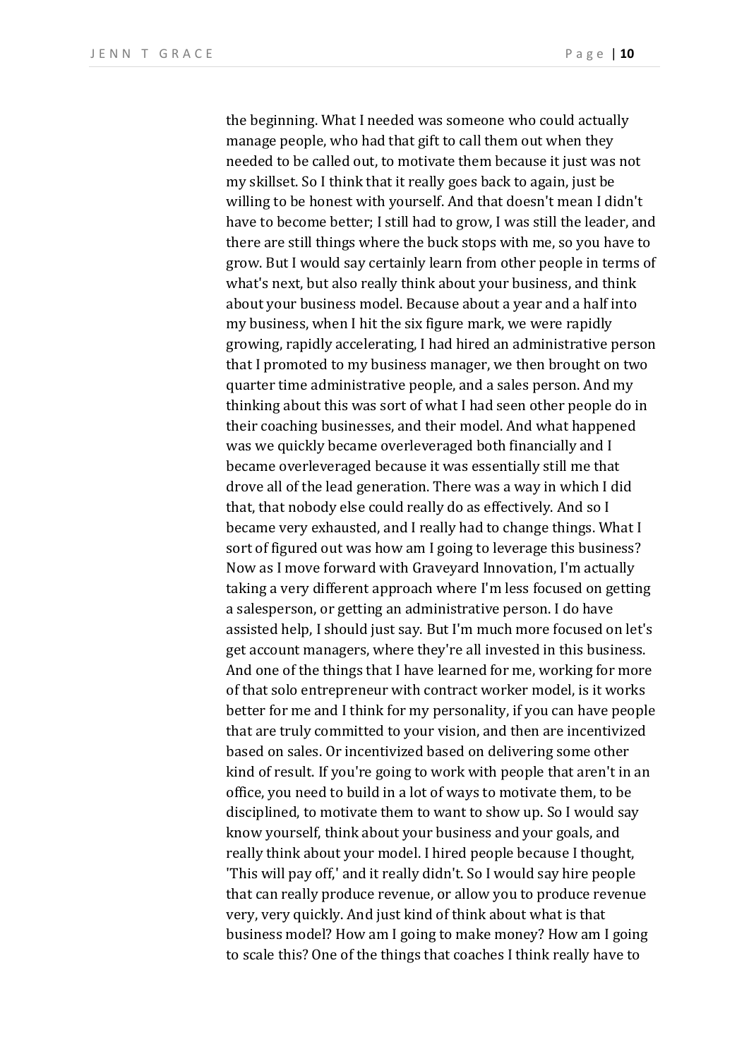the beginning. What I needed was someone who could actually manage people, who had that gift to call them out when they needed to be called out, to motivate them because it just was not my skillset. So I think that it really goes back to again, just be willing to be honest with yourself. And that doesn't mean I didn't have to become better; I still had to grow, I was still the leader, and there are still things where the buck stops with me, so you have to grow. But I would say certainly learn from other people in terms of what's next, but also really think about your business, and think about your business model. Because about a year and a half into my business, when I hit the six figure mark, we were rapidly growing, rapidly accelerating, I had hired an administrative person that I promoted to my business manager, we then brought on two quarter time administrative people, and a sales person. And my thinking about this was sort of what I had seen other people do in their coaching businesses, and their model. And what happened was we quickly became overleveraged both financially and I became overleveraged because it was essentially still me that drove all of the lead generation. There was a way in which I did that, that nobody else could really do as effectively. And so I became very exhausted, and I really had to change things. What I sort of figured out was how am I going to leverage this business? Now as I move forward with Graveyard Innovation, I'm actually taking a very different approach where I'm less focused on getting a salesperson, or getting an administrative person. I do have assisted help, I should just say. But I'm much more focused on let's get account managers, where they're all invested in this business. And one of the things that I have learned for me, working for more of that solo entrepreneur with contract worker model, is it works better for me and I think for my personality, if you can have people that are truly committed to your vision, and then are incentivized based on sales. Or incentivized based on delivering some other kind of result. If you're going to work with people that aren't in an office, you need to build in a lot of ways to motivate them, to be disciplined, to motivate them to want to show up. So I would say know yourself, think about your business and your goals, and really think about your model. I hired people because I thought, 'This will pay off,' and it really didn't. So I would say hire people that can really produce revenue, or allow you to produce revenue very, very quickly. And just kind of think about what is that business model? How am I going to make money? How am I going to scale this? One of the things that coaches I think really have to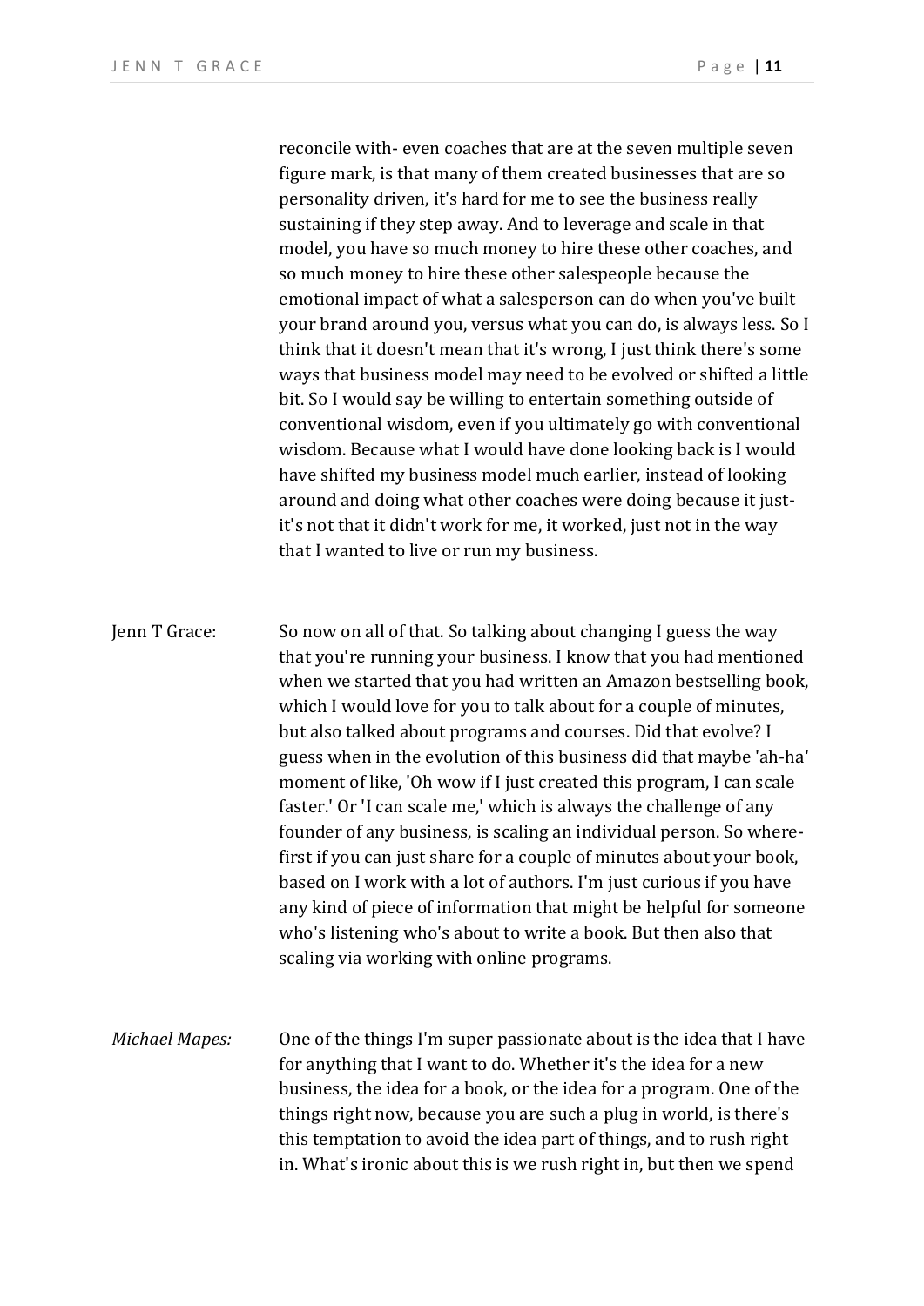reconcile with- even coaches that are at the seven multiple seven figure mark, is that many of them created businesses that are so personality driven, it's hard for me to see the business really sustaining if they step away. And to leverage and scale in that model, you have so much money to hire these other coaches, and so much money to hire these other salespeople because the emotional impact of what a salesperson can do when you've built your brand around you, versus what you can do, is always less. So I think that it doesn't mean that it's wrong, I just think there's some ways that business model may need to be evolved or shifted a little bit. So I would say be willing to entertain something outside of conventional wisdom, even if you ultimately go with conventional wisdom. Because what I would have done looking back is I would have shifted my business model much earlier, instead of looking around and doing what other coaches were doing because it just- it's not that it didn't work for me, it worked, just not in the way that I wanted to live or run my business.

Jenn T Grace: So now on all of that. So talking about changing I guess the way that you're running your business. I know that you had mentioned when we started that you had written an Amazon bestselling book, which I would love for you to talk about for a couple of minutes, but also talked about programs and courses. Did that evolve? I guess when in the evolution of this business did that maybe 'ah-ha' moment of like, 'Oh wow if I just created this program, I can scale faster.' Or 'I can scale me,' which is always the challenge of any founder of any business, is scaling an individual person. So where- first if you can just share for a couple of minutes about your book, based on I work with a lot of authors. I'm just curious if you have any kind of piece of information that might be helpful for someone who's listening who's about to write a book. But then also that scaling via working with online programs.

*Michael Mapes:* One of the things I'm super passionate about is the idea that I have for anything that I want to do. Whether it's the idea for a new business, the idea for a book, or the idea for a program. One of the things right now, because you are such a plug in world, is there's this temptation to avoid the idea part of things, and to rush right in. What's ironic about this is we rush right in, but then we spend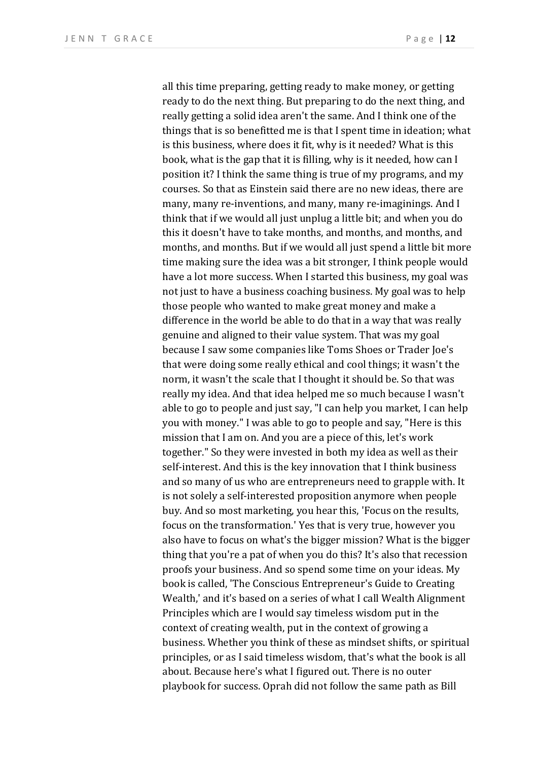all this time preparing, getting ready to make money, or getting ready to do the next thing. But preparing to do the next thing, and really getting a solid idea aren't the same. And I think one of the things that is so benefitted me is that I spent time in ideation; what is this business, where does it fit, why is it needed? What is this book, what is the gap that it is filling, why is it needed, how can I position it? I think the same thing is true of my programs, and my courses. So that as Einstein said there are no new ideas, there are many, many re-inventions, and many, many re-imaginings. And I think that if we would all just unplug a little bit; and when you do this it doesn't have to take months, and months, and months, and months, and months. But if we would all just spend a little bit more time making sure the idea was a bit stronger, I think people would have a lot more success. When I started this business, my goal was not just to have a business coaching business. My goal was to help those people who wanted to make great money and make a difference in the world be able to do that in a way that was really genuine and aligned to their value system. That was my goal because I saw some companies like Toms Shoes or Trader Joe's that were doing some really ethical and cool things; it wasn't the norm, it wasn't the scale that I thought it should be. So that was really my idea. And that idea helped me so much because I wasn't able to go to people and just say, "I can help you market, I can help you with money." I was able to go to people and say, "Here is this mission that I am on. And you are a piece of this, let's work together." So they were invested in both my idea as well as their self-interest. And this is the key innovation that I think business and so many of us who are entrepreneurs need to grapple with. It is not solely a self-interested proposition anymore when people buy. And so most marketing, you hear this, 'Focus on the results, focus on the transformation.' Yes that is very true, however you also have to focus on what's the bigger mission? What is the bigger thing that you're a pat of when you do this? It's also that recession proofs your business. And so spend some time on your ideas. My book is called, 'The Conscious Entrepreneur's Guide to Creating Wealth,' and it's based on a series of what I call Wealth Alignment Principles which are I would say timeless wisdom put in the context of creating wealth, put in the context of growing a business. Whether you think of these as mindset shifts, or spiritual principles, or as I said timeless wisdom, that's what the book is all about. Because here's what I figured out. There is no outer playbook for success. Oprah did not follow the same path as Bill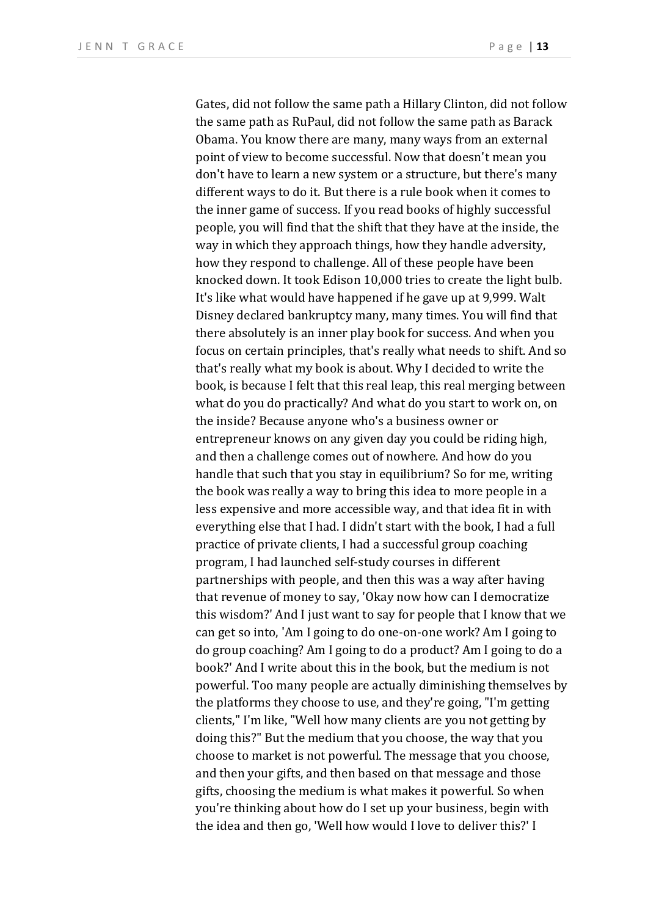Gates, did not follow the same path a Hillary Clinton, did not follow the same path as RuPaul, did not follow the same path as Barack Obama. You know there are many, many ways from an external point of view to become successful. Now that doesn't mean you don't have to learn a new system or a structure, but there's many different ways to do it. But there is a rule book when it comes to the inner game of success. If you read books of highly successful people, you will find that the shift that they have at the inside, the way in which they approach things, how they handle adversity, how they respond to challenge. All of these people have been knocked down. It took Edison 10,000 tries to create the light bulb. It's like what would have happened if he gave up at 9,999. Walt Disney declared bankruptcy many, many times. You will find that there absolutely is an inner play book for success. And when you focus on certain principles, that's really what needs to shift. And so that's really what my book is about. Why I decided to write the book, is because I felt that this real leap, this real merging between what do you do practically? And what do you start to work on, on the inside? Because anyone who's a business owner or entrepreneur knows on any given day you could be riding high, and then a challenge comes out of nowhere. And how do you handle that such that you stay in equilibrium? So for me, writing the book was really a way to bring this idea to more people in a less expensive and more accessible way, and that idea fit in with everything else that I had. I didn't start with the book, I had a full practice of private clients, I had a successful group coaching program, I had launched self-study courses in different partnerships with people, and then this was a way after having that revenue of money to say, 'Okay now how can I democratize this wisdom?' And I just want to say for people that I know that we can get so into, 'Am I going to do one-on-one work? Am I going to do group coaching? Am I going to do a product? Am I going to do a book?' And I write about this in the book, but the medium is not powerful. Too many people are actually diminishing themselves by the platforms they choose to use, and they're going, "I'm getting clients," I'm like, "Well how many clients are you not getting by doing this?" But the medium that you choose, the way that you choose to market is not powerful. The message that you choose, and then your gifts, and then based on that message and those gifts, choosing the medium is what makes it powerful. So when you're thinking about how do I set up your business, begin with the idea and then go, 'Well how would I love to deliver this?' I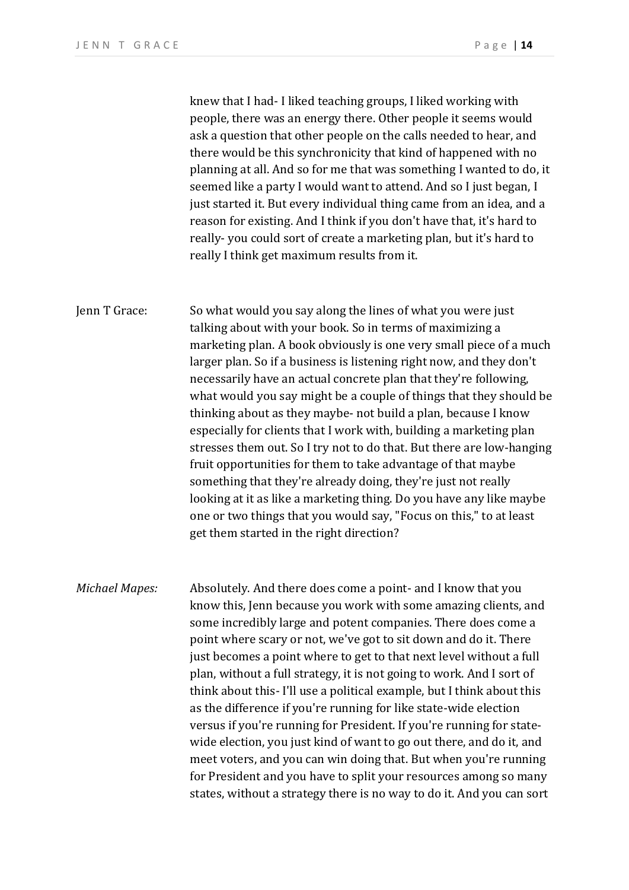knew that I had- I liked teaching groups, I liked working with people, there was an energy there. Other people it seems would ask a question that other people on the calls needed to hear, and there would be this synchronicity that kind of happened with no planning at all. And so for me that was something I wanted to do, it seemed like a party I would want to attend. And so I just began, I just started it. But every individual thing came from an idea, and a reason for existing. And I think if you don't have that, it's hard to really- you could sort of create a marketing plan, but it's hard to really I think get maximum results from it.

Jenn T Grace: So what would you say along the lines of what you were just talking about with your book. So in terms of maximizing a marketing plan. A book obviously is one very small piece of a much larger plan. So if a business is listening right now, and they don't necessarily have an actual concrete plan that they're following, what would you say might be a couple of things that they should be thinking about as they maybe- not build a plan, because I know especially for clients that I work with, building a marketing plan stresses them out. So I try not to do that. But there are low-hanging fruit opportunities for them to take advantage of that maybe something that they're already doing, they're just not really looking at it as like a marketing thing. Do you have any like maybe one or two things that you would say, "Focus on this," to at least get them started in the right direction?

*Michael Mapes:* Absolutely. And there does come a point- and I know that you know this, Jenn because you work with some amazing clients, and some incredibly large and potent companies. There does come a point where scary or not, we've got to sit down and do it. There just becomes a point where to get to that next level without a full plan, without a full strategy, it is not going to work. And I sort of think about this- I'll use a political example, but I think about this as the difference if you're running for like state-wide election versus if you're running for President. If you're running for state-wide election, you just kind of want to go out there, and do it, and meet voters, and you can win doing that. But when you're running for President and you have to split your resources among so many states, without a strategy there is no way to do it. And you can sort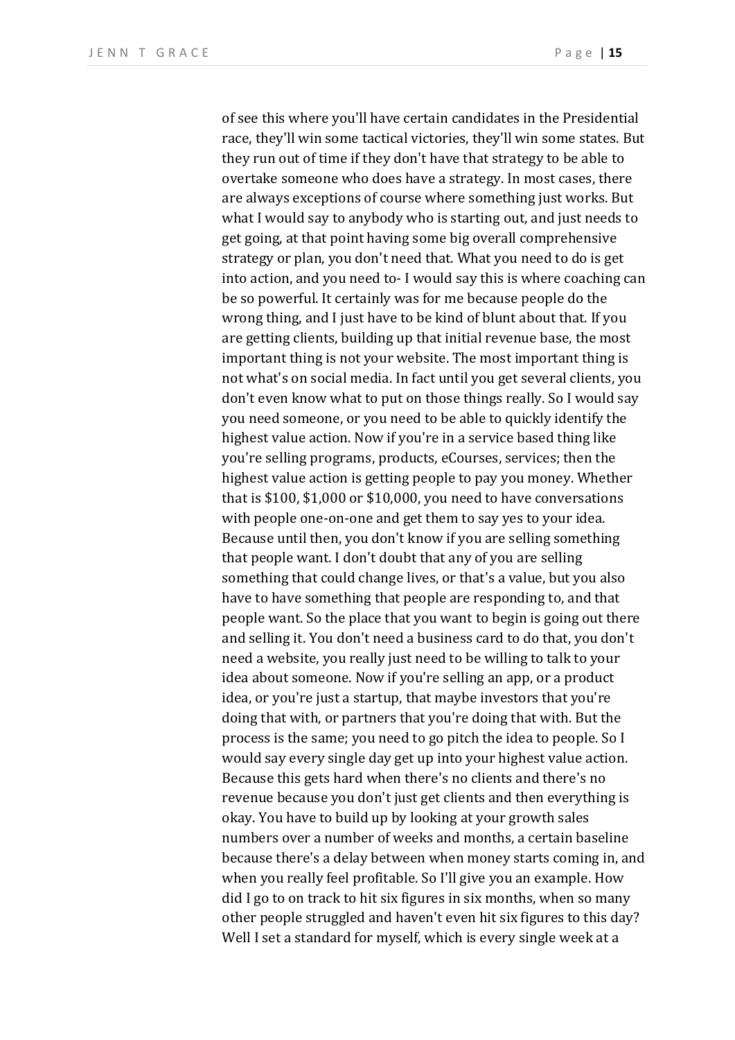of see this where you'll have certain candidates in the Presidential race, they'll win some tactical victories, they'll win some states. But they run out of time if they don't have that strategy to be able to overtake someone who does have a strategy. In most cases, there are always exceptions of course where something just works. But what I would say to anybody who is starting out, and just needs to get going, at that point having some big overall comprehensive strategy or plan, you don't need that. What you need to do is get into action, and you need to- I would say this is where coaching can be so powerful. It certainly was for me because people do the wrong thing, and I just have to be kind of blunt about that. If you are getting clients, building up that initial revenue base, the most important thing is not your website. The most important thing is not what's on social media. In fact until you get several clients, you don't even know what to put on those things really. So I would say you need someone, or you need to be able to quickly identify the highest value action. Now if you're in a service based thing like you're selling programs, products, eCourses, services; then the highest value action is getting people to pay you money. Whether that is $100, $1,000 or $10,000, you need to have conversations with people one-on-one and get them to say yes to your idea. Because until then, you don't know if you are selling something that people want. I don't doubt that any of you are selling something that could change lives, or that's a value, but you also have to have something that people are responding to, and that people want. So the place that you want to begin is going out there and selling it. You don't need a business card to do that, you don't need a website, you really just need to be willing to talk to your idea about someone. Now if you're selling an app, or a product idea, or you're just a startup, that maybe investors that you're doing that with, or partners that you're doing that with. But the process is the same; you need to go pitch the idea to people. So I would say every single day get up into your highest value action. Because this gets hard when there's no clients and there's no revenue because you don't just get clients and then everything is okay. You have to build up by looking at your growth sales numbers over a number of weeks and months, a certain baseline because there's a delay between when money starts coming in, and when you really feel profitable. So I'll give you an example. How did I go to on track to hit six figures in six months, when so many other people struggled and haven't even hit six figures to this day? Well I set a standard for myself, which is every single week at a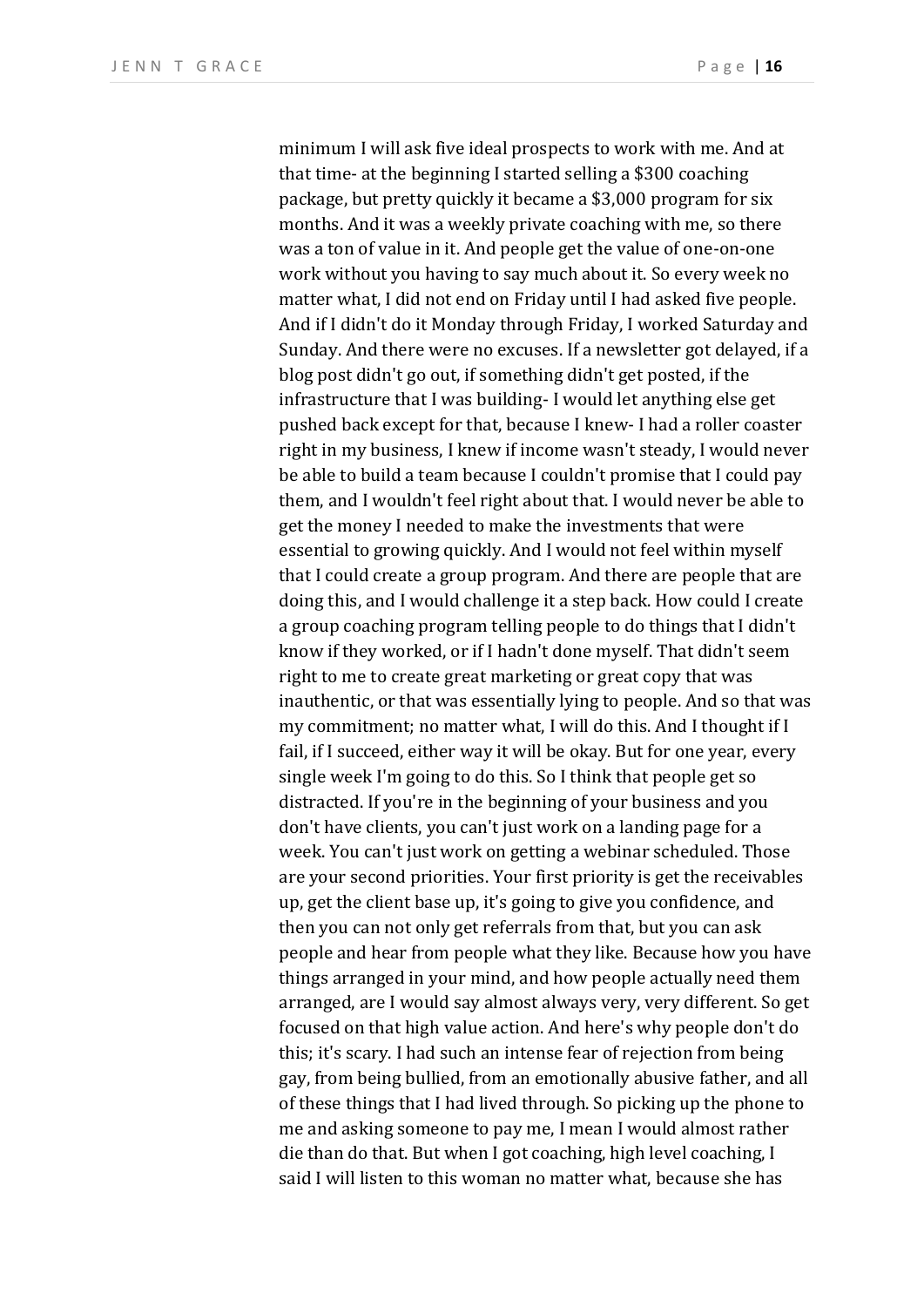minimum I will ask five ideal prospects to work with me. And at that time- at the beginning I started selling a $300 coaching package, but pretty quickly it became a $3,000 program for six months. And it was a weekly private coaching with me, so there was a ton of value in it. And people get the value of one-on-one work without you having to say much about it. So every week no matter what, I did not end on Friday until I had asked five people. And if I didn't do it Monday through Friday, I worked Saturday and Sunday. And there were no excuses. If a newsletter got delayed, if a blog post didn't go out, if something didn't get posted, if the infrastructure that I was building- I would let anything else get pushed back except for that, because I knew- I had a roller coaster right in my business, I knew if income wasn't steady, I would never be able to build a team because I couldn't promise that I could pay them, and I wouldn't feel right about that. I would never be able to get the money I needed to make the investments that were essential to growing quickly. And I would not feel within myself that I could create a group program. And there are people that are doing this, and I would challenge it a step back. How could I create a group coaching program telling people to do things that I didn't know if they worked, or if I hadn't done myself. That didn't seem right to me to create great marketing or great copy that was inauthentic, or that was essentially lying to people. And so that was my commitment; no matter what, I will do this. And I thought if I fail, if I succeed, either way it will be okay. But for one year, every single week I'm going to do this. So I think that people get so distracted. If you're in the beginning of your business and you don't have clients, you can't just work on a landing page for a week. You can't just work on getting a webinar scheduled. Those are your second priorities. Your first priority is get the receivables up, get the client base up, it's going to give you confidence, and then you can not only get referrals from that, but you can ask people and hear from people what they like. Because how you have things arranged in your mind, and how people actually need them arranged, are I would say almost always very, very different. So get focused on that high value action. And here's why people don't do this; it's scary. I had such an intense fear of rejection from being gay, from being bullied, from an emotionally abusive father, and all of these things that I had lived through. So picking up the phone to me and asking someone to pay me, I mean I would almost rather die than do that. But when I got coaching, high level coaching, I said I will listen to this woman no matter what, because she has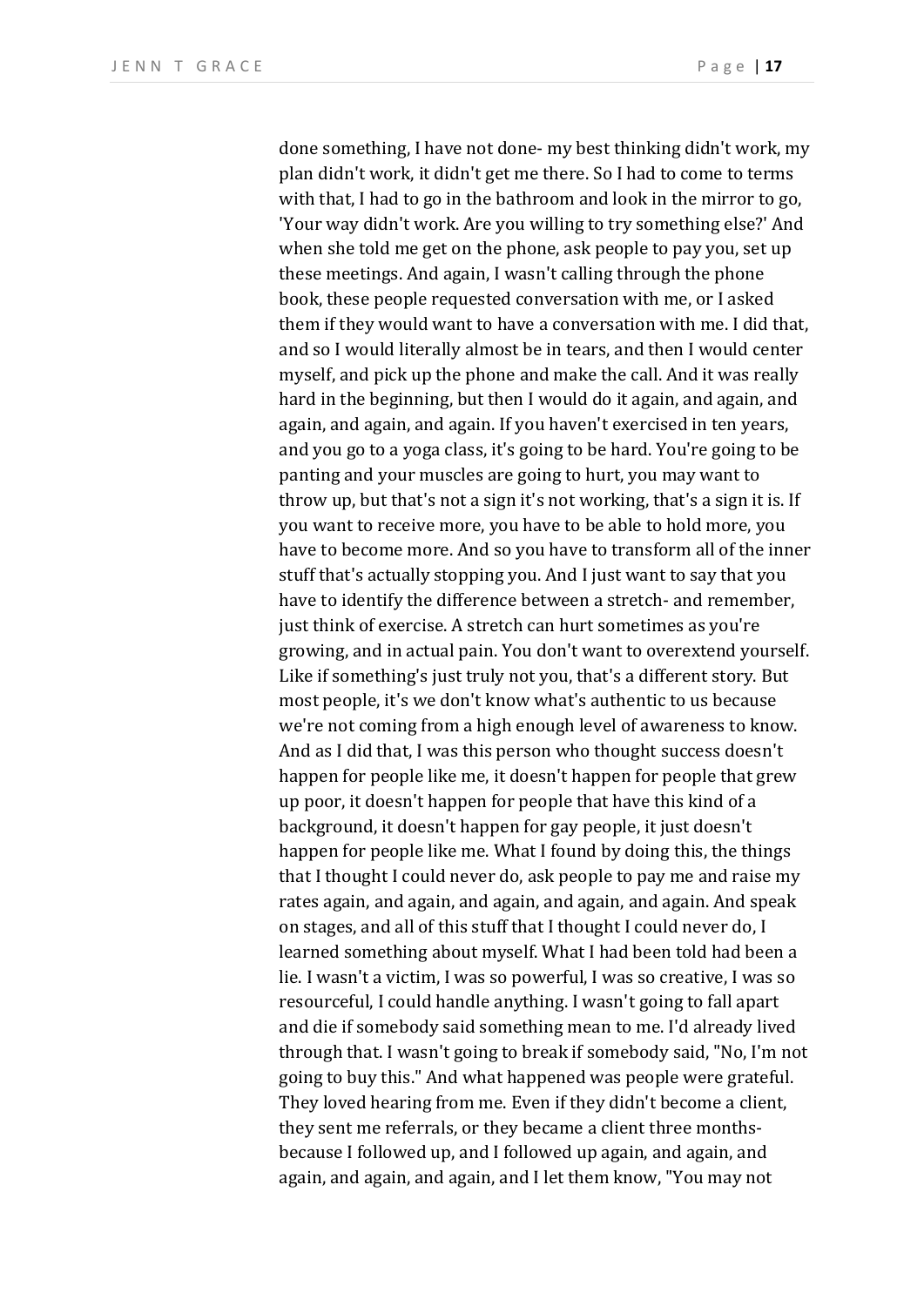done something, I have not done- my best thinking didn't work, my plan didn't work, it didn't get me there. So I had to come to terms with that, I had to go in the bathroom and look in the mirror to go, 'Your way didn't work. Are you willing to try something else?' And when she told me get on the phone, ask people to pay you, set up these meetings. And again, I wasn't calling through the phone book, these people requested conversation with me, or I asked them if they would want to have a conversation with me. I did that, and so I would literally almost be in tears, and then I would center myself, and pick up the phone and make the call. And it was really hard in the beginning, but then I would do it again, and again, and again, and again, and again. If you haven't exercised in ten years, and you go to a yoga class, it's going to be hard. You're going to be panting and your muscles are going to hurt, you may want to throw up, but that's not a sign it's not working, that's a sign it is. If you want to receive more, you have to be able to hold more, you have to become more. And so you have to transform all of the inner stuff that's actually stopping you. And I just want to say that you have to identify the difference between a stretch- and remember, just think of exercise. A stretch can hurt sometimes as you're growing, and in actual pain. You don't want to overextend yourself. Like if something's just truly not you, that's a different story. But most people, it's we don't know what's authentic to us because we're not coming from a high enough level of awareness to know. And as I did that, I was this person who thought success doesn't happen for people like me, it doesn't happen for people that grew up poor, it doesn't happen for people that have this kind of a background, it doesn't happen for gay people, it just doesn't happen for people like me. What I found by doing this, the things that I thought I could never do, ask people to pay me and raise my rates again, and again, and again, and again, and again. And speak on stages, and all of this stuff that I thought I could never do, I learned something about myself. What I had been told had been a lie. I wasn't a victim, I was so powerful, I was so creative, I was so resourceful, I could handle anything. I wasn't going to fall apart and die if somebody said something mean to me. I'd already lived through that. I wasn't going to break if somebody said, "No, I'm not going to buy this." And what happened was people were grateful. They loved hearing from me. Even if they didn't become a client, they sent me referrals, or they became a client three months- because I followed up, and I followed up again, and again, and again, and again, and again, and I let them know, "You may not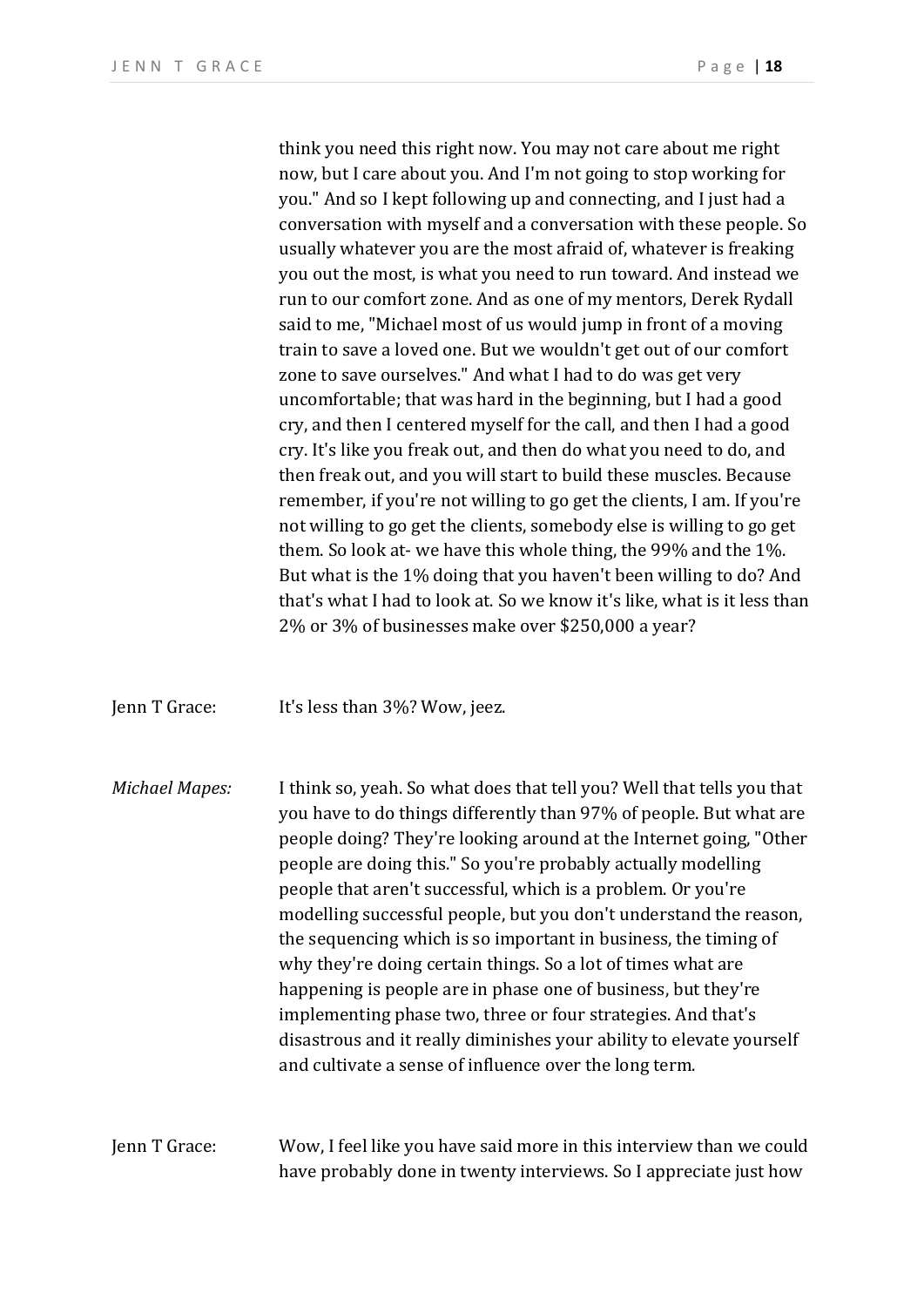think you need this right now. You may not care about me right now, but I care about you. And I'm not going to stop working for you." And so I kept following up and connecting, and I just had a conversation with myself and a conversation with these people. So usually whatever you are the most afraid of, whatever is freaking you out the most, is what you need to run toward. And instead we run to our comfort zone. And as one of my mentors, Derek Rydall said to me, "Michael most of us would jump in front of a moving train to save a loved one. But we wouldn't get out of our comfort zone to save ourselves." And what I had to do was get very uncomfortable; that was hard in the beginning, but I had a good cry, and then I centered myself for the call, and then I had a good cry. It's like you freak out, and then do what you need to do, and then freak out, and you will start to build these muscles. Because remember, if you're not willing to go get the clients, I am. If you're not willing to go get the clients, somebody else is willing to go get them. So look at- we have this whole thing, the 99% and the 1%. But what is the 1% doing that you haven't been willing to do? And that's what I had to look at. So we know it's like, what is it less than 2% or 3% of businesses make over $250,000 a year?

Jenn T Grace: It's less than 3%? Wow, jeez.

*Michael Mapes:* I think so, yeah. So what does that tell you? Well that tells you that you have to do things differently than 97% of people. But what are people doing? They're looking around at the Internet going, "Other people are doing this." So you're probably actually modelling people that aren't successful, which is a problem. Or you're modelling successful people, but you don't understand the reason, the sequencing which is so important in business, the timing of why they're doing certain things. So a lot of times what are happening is people are in phase one of business, but they're implementing phase two, three or four strategies. And that's disastrous and it really diminishes your ability to elevate yourself and cultivate a sense of influence over the long term.

Jenn T Grace: Wow, I feel like you have said more in this interview than we could have probably done in twenty interviews. So I appreciate just how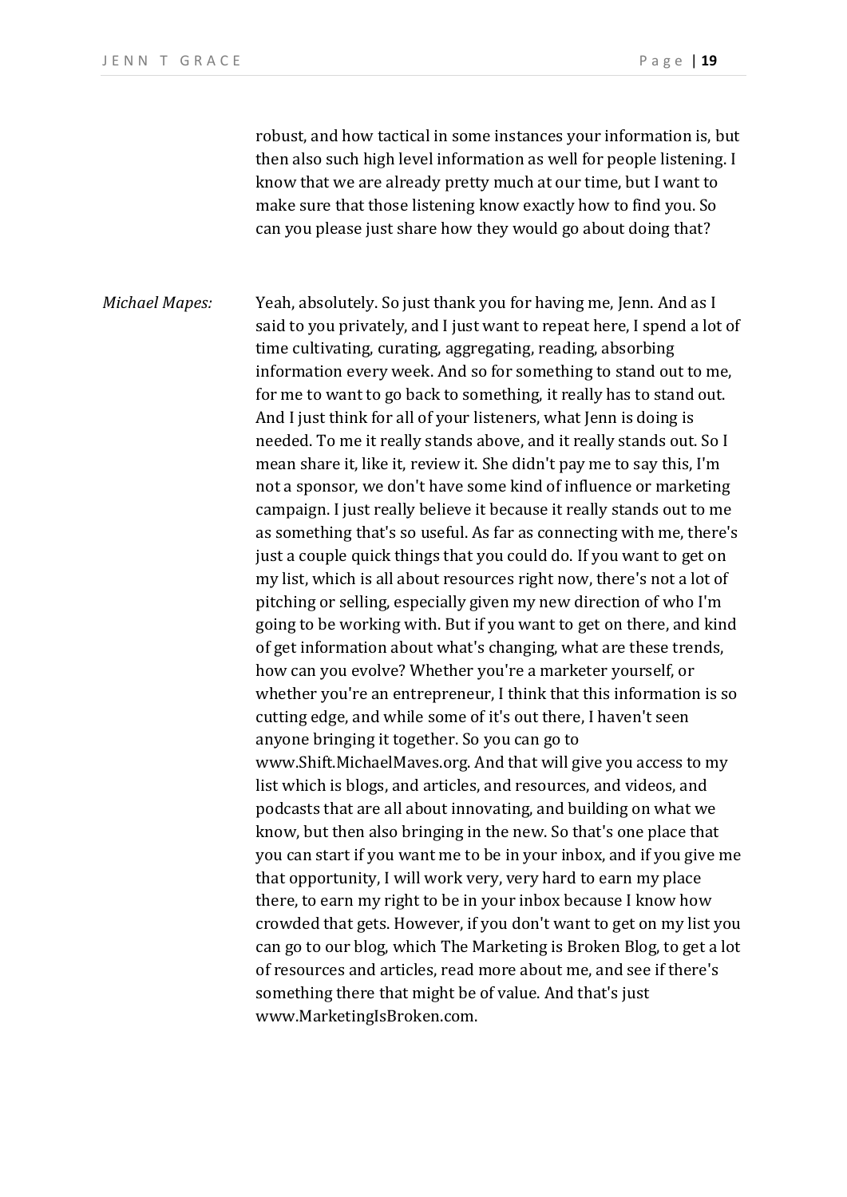robust, and how tactical in some instances your information is, but then also such high level information as well for people listening. I know that we are already pretty much at our time, but I want to make sure that those listening know exactly how to find you. So can you please just share how they would go about doing that?

*Michael Mapes:* Yeah, absolutely. So just thank you for having me, Jenn. And as I said to you privately, and I just want to repeat here, I spend a lot of time cultivating, curating, aggregating, reading, absorbing information every week. And so for something to stand out to me, for me to want to go back to something, it really has to stand out. And I just think for all of your listeners, what Jenn is doing is needed. To me it really stands above, and it really stands out. So I mean share it, like it, review it. She didn't pay me to say this, I'm not a sponsor, we don't have some kind of influence or marketing campaign. I just really believe it because it really stands out to me as something that's so useful. As far as connecting with me, there's just a couple quick things that you could do. If you want to get on my list, which is all about resources right now, there's not a lot of pitching or selling, especially given my new direction of who I'm going to be working with. But if you want to get on there, and kind of get information about what's changing, what are these trends, how can you evolve? Whether you're a marketer yourself, or whether you're an entrepreneur, I think that this information is so cutting edge, and while some of it's out there, I haven't seen anyone bringing it together. So you can go to www.Shift.MichaelMaves.org. And that will give you access to my list which is blogs, and articles, and resources, and videos, and podcasts that are all about innovating, and building on what we know, but then also bringing in the new. So that's one place that you can start if you want me to be in your inbox, and if you give me that opportunity, I will work very, very hard to earn my place there, to earn my right to be in your inbox because I know how crowded that gets. However, if you don't want to get on my list you can go to our blog, which The Marketing is Broken Blog, to get a lot of resources and articles, read more about me, and see if there's something there that might be of value. And that's just www.MarketingIsBroken.com.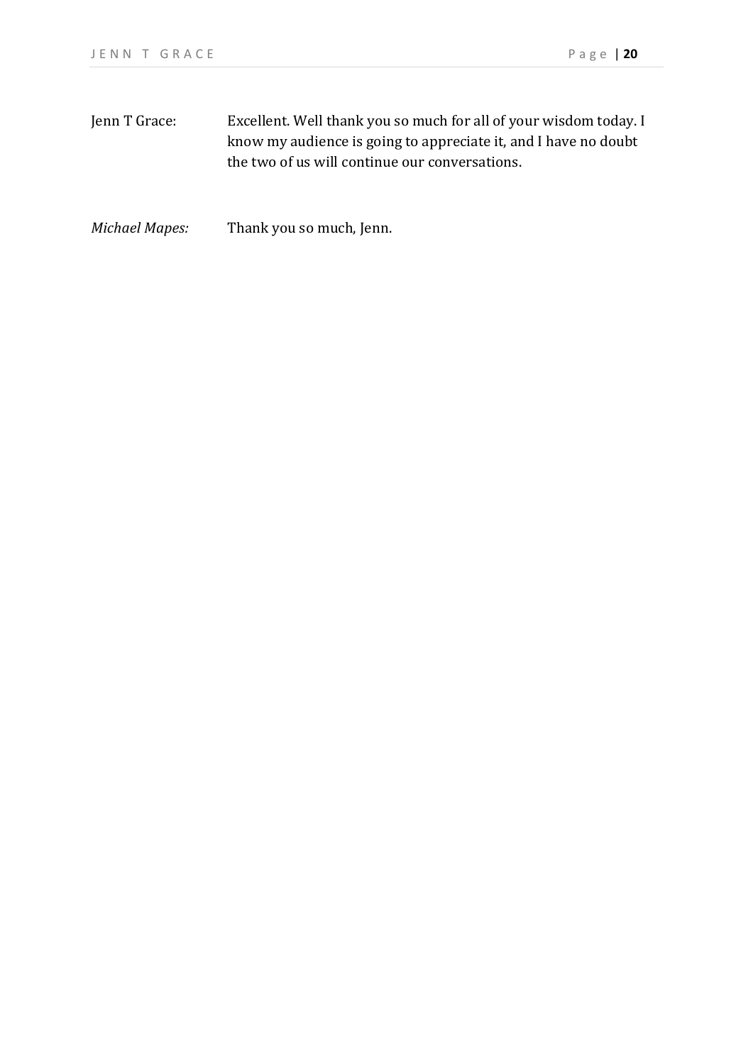Jenn T Grace: Excellent. Well thank you so much for all of your wisdom today. I know my audience is going to appreciate it, and I have no doubt the two of us will continue our conversations.

*Michael Mapes:* Thank you so much, Jenn.